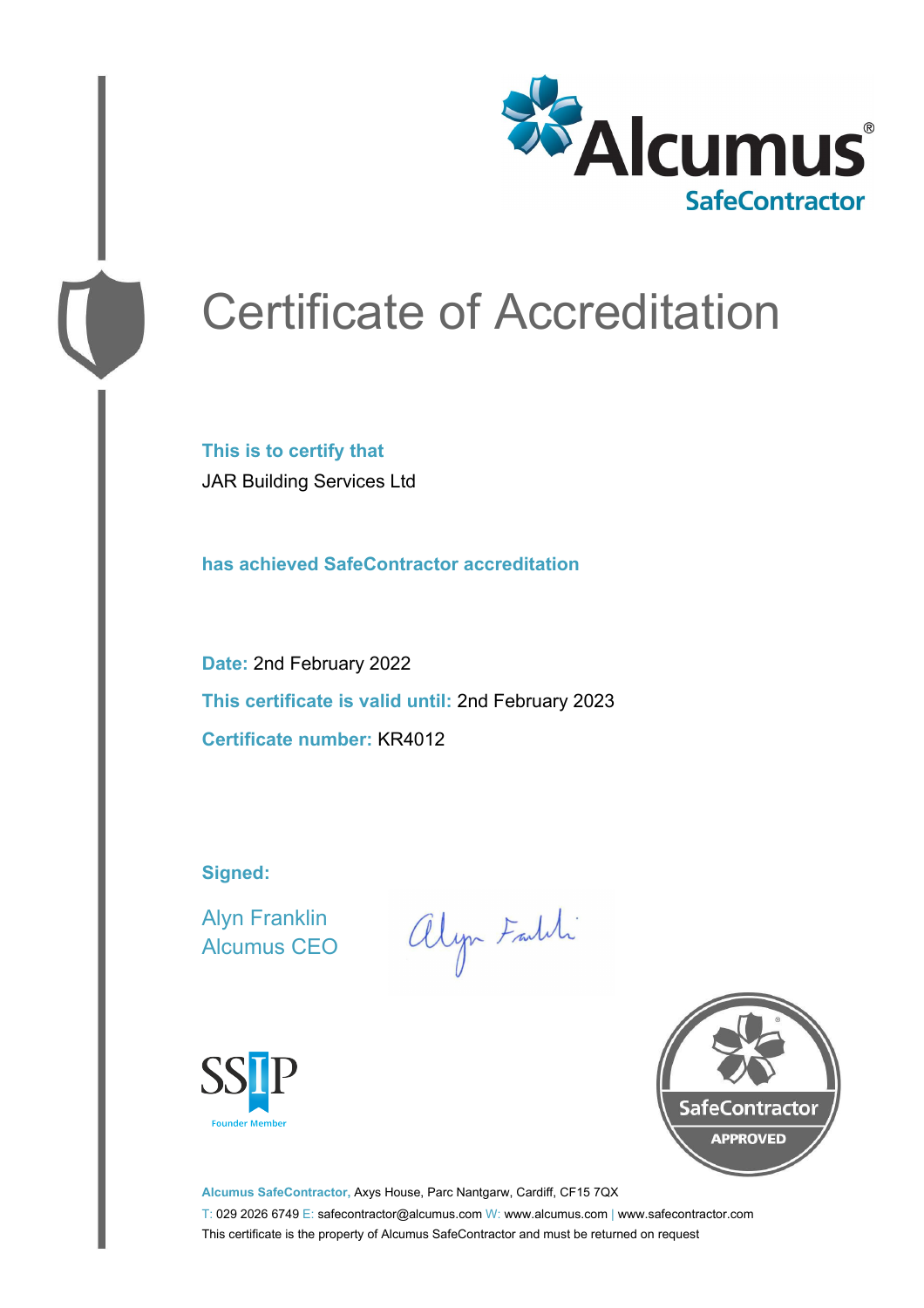Alcumus® SafeContractor

# Certificate of Accreditation

**This is to certify that**
JAR Building Services Ltd

**has achieved SafeContractor accreditation**

**Date:** 2nd February 2022

**This certificate is valid until:** 2nd February 2023

**Certificate number:** KR4012

**Signed:**

Alyn Franklin
Alcumus CEO

SSIP Founder Member

SafeContractor APPROVED

**Alcumus SafeContractor,** Axys House, Parc Nantgarw, Cardiff, CF15 7QX
T: 029 2026 6749 E: safecontractor@alcumus.com W: www.alcumus.com | www.safecontractor.com
This certificate is the property of Alcumus SafeContractor and must be returned on request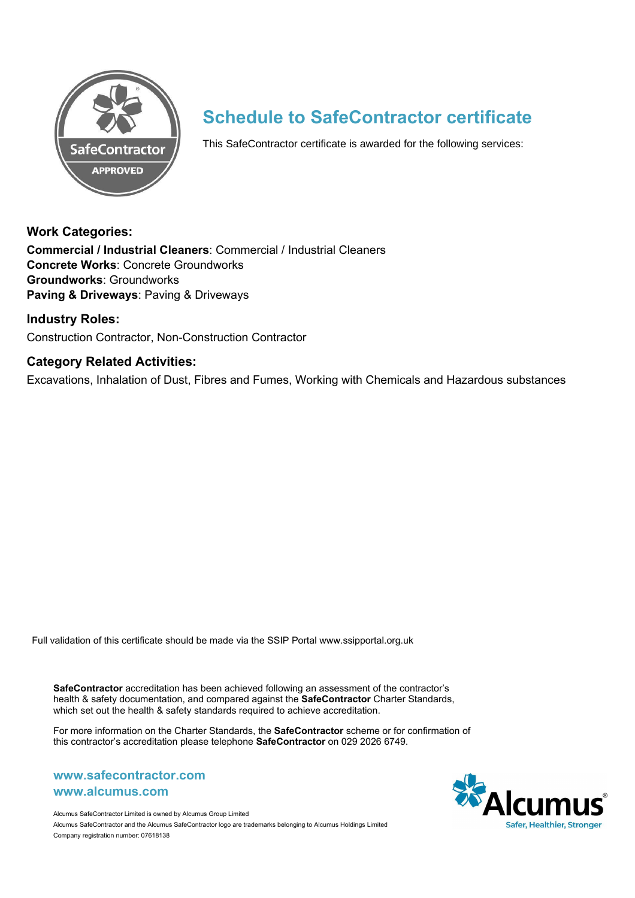# Schedule to SafeContractor certificate

This SafeContractor certificate is awarded for the following services:

### Work Categories:

**Commercial / Industrial Cleaners**: Commercial / Industrial Cleaners
**Concrete Works**: Concrete Groundworks
**Groundworks**: Groundworks
**Paving & Driveways**: Paving & Driveways

### Industry Roles:

Construction Contractor, Non-Construction Contractor

### Category Related Activities:

Excavations, Inhalation of Dust, Fibres and Fumes, Working with Chemicals and Hazardous substances

Full validation of this certificate should be made via the SSIP Portal www.ssipportal.org.uk

**SafeContractor** accreditation has been achieved following an assessment of the contractor's health & safety documentation, and compared against the **SafeContractor** Charter Standards, which set out the health & safety standards required to achieve accreditation.

For more information on the Charter Standards, the **SafeContractor** scheme or for confirmation of this contractor's accreditation please telephone **SafeContractor** on 029 2026 6749.

**www.safecontractor.com**
**www.alcumus.com**

Alcumus SafeContractor Limited is owned by Alcumus Group Limited
Alcumus SafeContractor and the Alcumus SafeContractor logo are trademarks belonging to Alcumus Holdings Limited
Company registration number: 07618138

Alcumus®
Safer, Healthier, Stronger